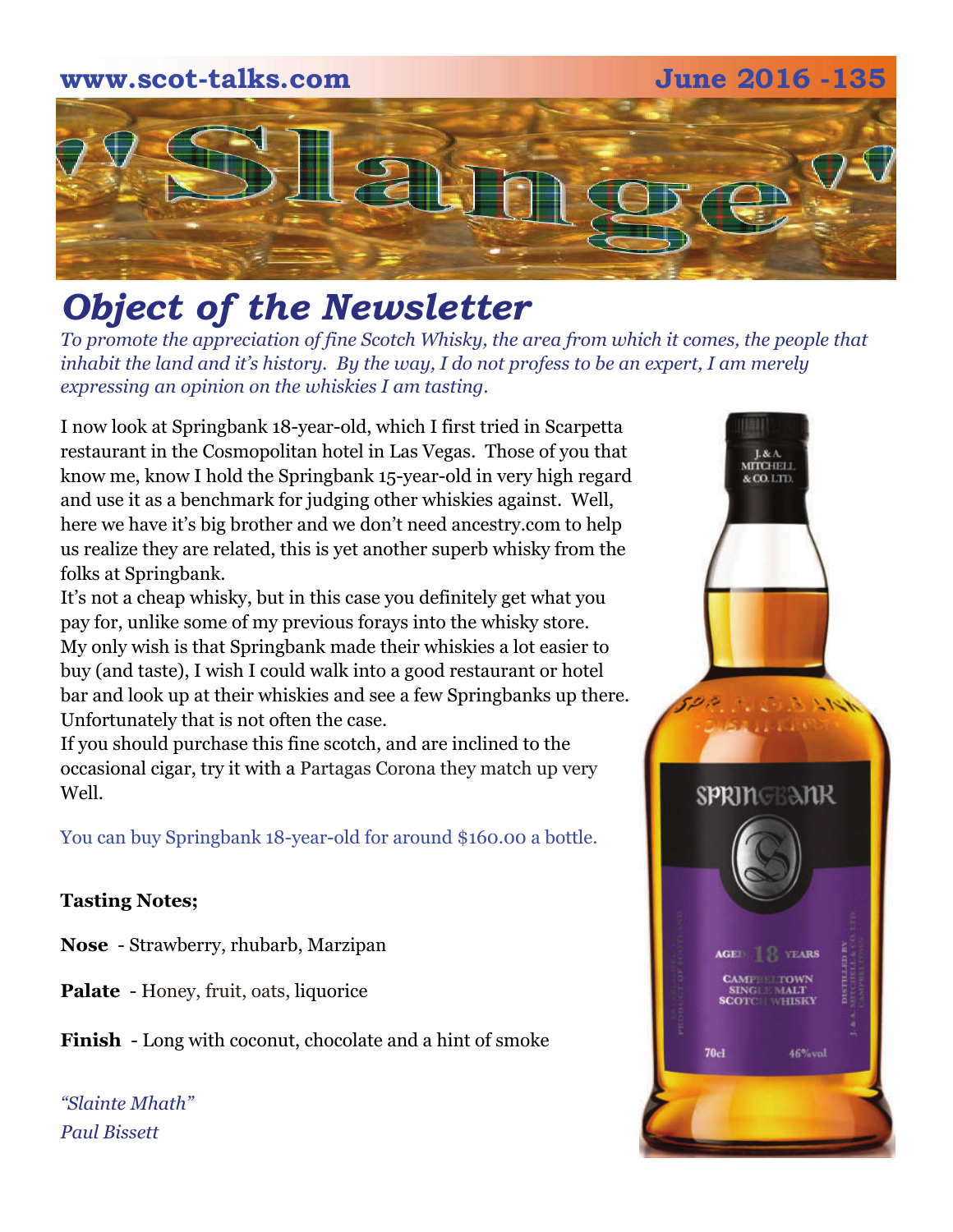www.scot-talks.com June 2016 -135

# "Slange"

## *Object of the Newsletter*

*To promote the appreciation of fine Scotch Whisky, the area from which it comes, the people that inhabit the land and it's history. By the way, I do not profess to be an expert, I am merely expressing an opinion on the whiskies I am tasting.*

I now look at Springbank 18-year-old, which I first tried in Scarpetta restaurant in the Cosmopolitan hotel in Las Vegas. Those of you that know me, know I hold the Springbank 15-year-old in very high regard and use it as a benchmark for judging other whiskies against. Well, here we have it's big brother and we don't need ancestry.com to help us realize they are related, this is yet another superb whisky from the folks at Springbank.

It's not a cheap whisky, but in this case you definitely get what you pay for, unlike some of my previous forays into the whisky store. My only wish is that Springbank made their whiskies a lot easier to buy (and taste), I wish I could walk into a good restaurant or hotel bar and look up at their whiskies and see a few Springbanks up there. Unfortunately that is not often the case.

If you should purchase this fine scotch, and are inclined to the occasional cigar, try it with a Partagas Corona they match up very Well.

You can buy Springbank 18-year-old for around $160.00 a bottle.

**Tasting Notes;**

**Nose** - Strawberry, rhubarb, Marzipan

**Palate** - Honey, fruit, oats, liquorice

**Finish** - Long with coconut, chocolate and a hint of smoke

*"Slainte Mhath"*
*Paul Bissett*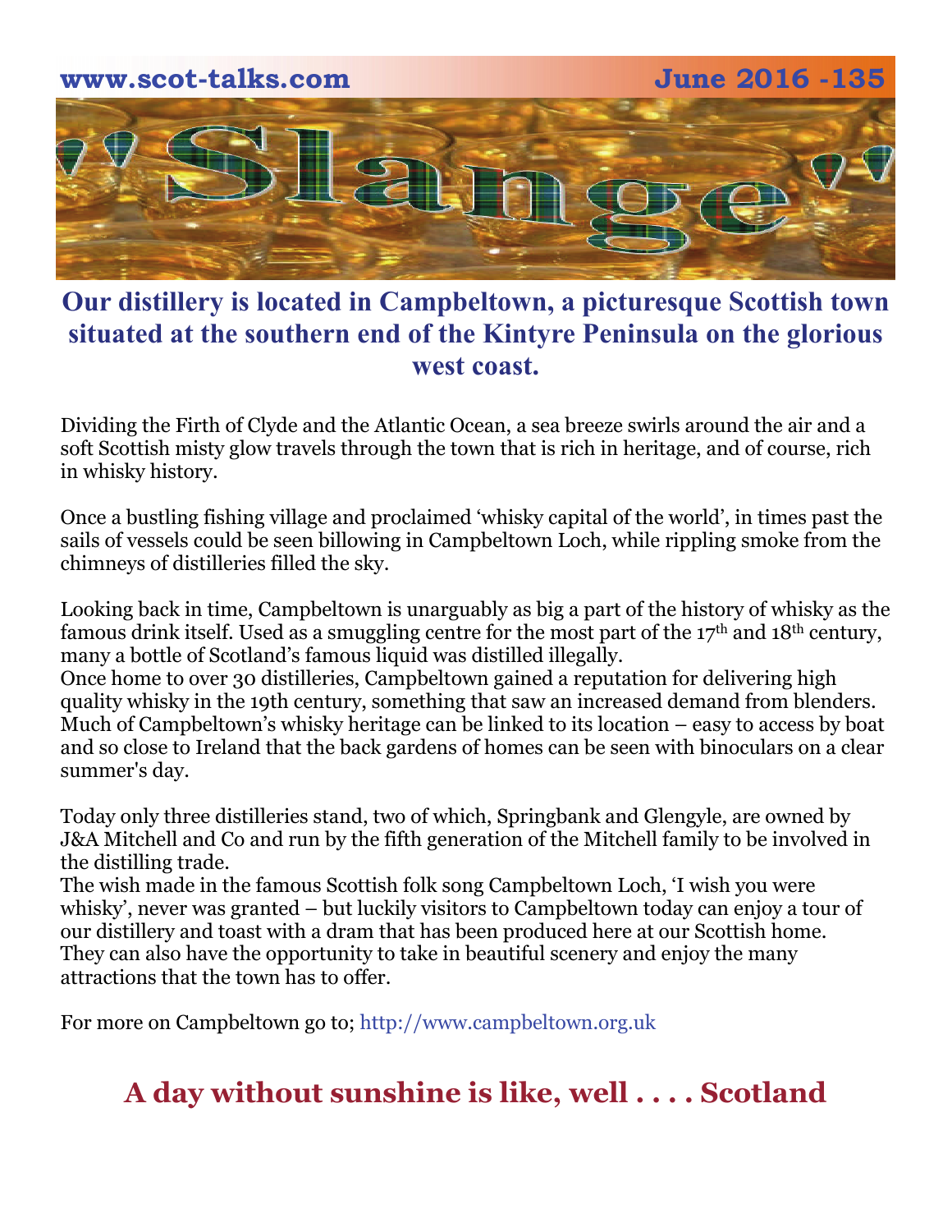## Our distillery is located in Campbeltown, a picturesque Scottish town situated at the southern end of the Kintyre Peninsula on the glorious west coast.

Dividing the Firth of Clyde and the Atlantic Ocean, a sea breeze swirls around the air and a soft Scottish misty glow travels through the town that is rich in heritage, and of course, rich in whisky history.

Once a bustling fishing village and proclaimed 'whisky capital of the world', in times past the sails of vessels could be seen billowing in Campbeltown Loch, while rippling smoke from the chimneys of distilleries filled the sky.

Looking back in time, Campbeltown is unarguably as big a part of the history of whisky as the famous drink itself. Used as a smuggling centre for the most part of the 17th and 18th century, many a bottle of Scotland's famous liquid was distilled illegally.
Once home to over 30 distilleries, Campbeltown gained a reputation for delivering high quality whisky in the 19th century, something that saw an increased demand from blenders. Much of Campbeltown's whisky heritage can be linked to its location – easy to access by boat and so close to Ireland that the back gardens of homes can be seen with binoculars on a clear summer's day.

Today only three distilleries stand, two of which, Springbank and Glengyle, are owned by J&A Mitchell and Co and run by the fifth generation of the Mitchell family to be involved in the distilling trade.
The wish made in the famous Scottish folk song Campbeltown Loch, 'I wish you were whisky', never was granted – but luckily visitors to Campbeltown today can enjoy a tour of our distillery and toast with a dram that has been produced here at our Scottish home. They can also have the opportunity to take in beautiful scenery and enjoy the many attractions that the town has to offer.

For more on Campbeltown go to; http://www.campbeltown.org.uk

## A day without sunshine is like, well . . . . Scotland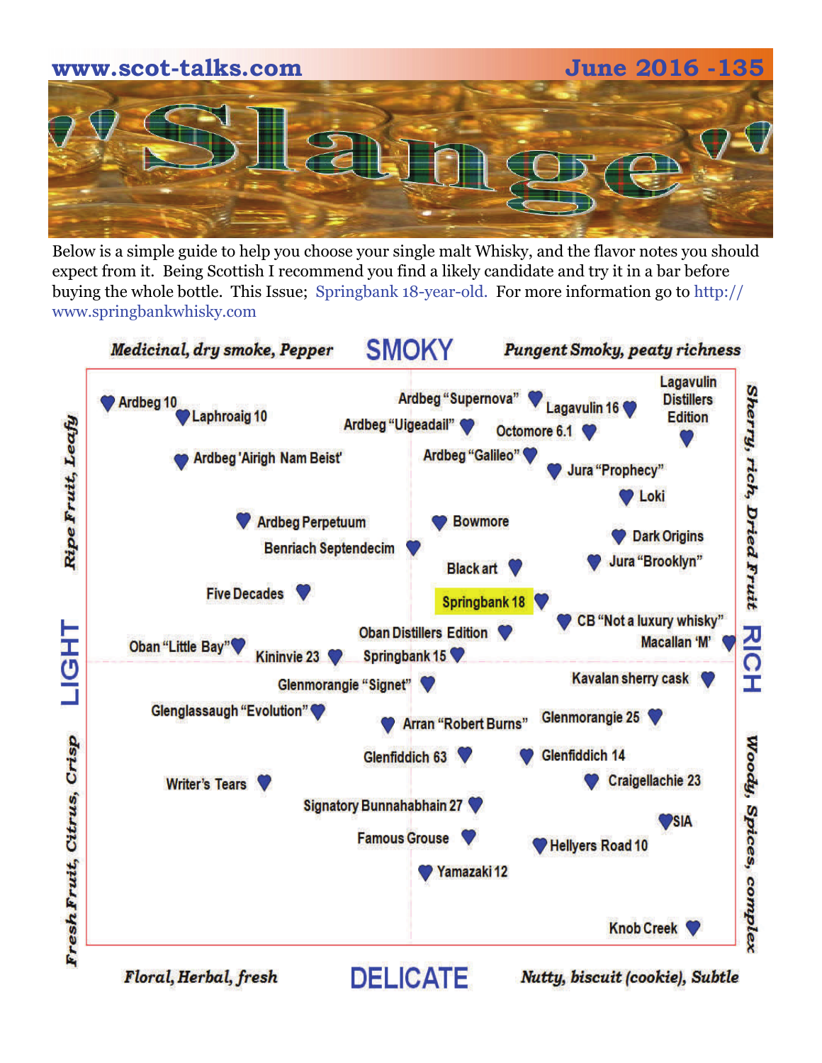www.scot-talks.com June 2016 -135

# 'Slange'

Below is a simple guide to help you choose your single malt Whisky, and the flavor notes you should expect from it. Being Scottish I recommend you find a likely candidate and try it in a bar before buying the whole bottle. This Issue; Springbank 18-year-old. For more information go to http://www.springbankwhisky.com

*Medicinal, dry smoke, Pepper* **SMOKY** *Pungent Smoky, peaty richness*

Ardbeg 10
Laphroaig 10
Ardbeg "Supernova"
Lagavulin 16
Lagavulin Distillers Edition
Ardbeg "Uigeadail"
Octomore 6.1
Ardbeg 'Airigh Nam Beist'
Ardbeg "Galileo"
Jura "Prophecy"
Loki
Ardbeg Perpetuum
Bowmore
Dark Origins
Benriach Septendecim
Jura "Brooklyn"
Black art
Five Decades
**Springbank 18**
CB "Not a luxury whisky"
Oban Distillers Edition
Macallan 'M'
Oban "Little Bay"
Kininvie 23
Springbank 15
Kavalan sherry cask
Glenmorangie "Signet"
Glenglassaugh "Evolution"
Arran "Robert Burns"
Glenmorangie 25
Glenfiddich 63
Glenfiddich 14
Writer's Tears
Craigellachie 23
Signatory Bunnahabhain 27
SIA
Famous Grouse
Hellyers Road 10
Yamazaki 12
Knob Creek

*Ripe Fruit, Leafy* **LIGHT** *Fresh Fruit, Citrus, Crisp*

*Sherry, rich, Dried Fruit* **RICH** *Woody, Spices, complex*

*Floral, Herbal, fresh* **DELICATE** *Nutty, biscuit (cookie), Subtle*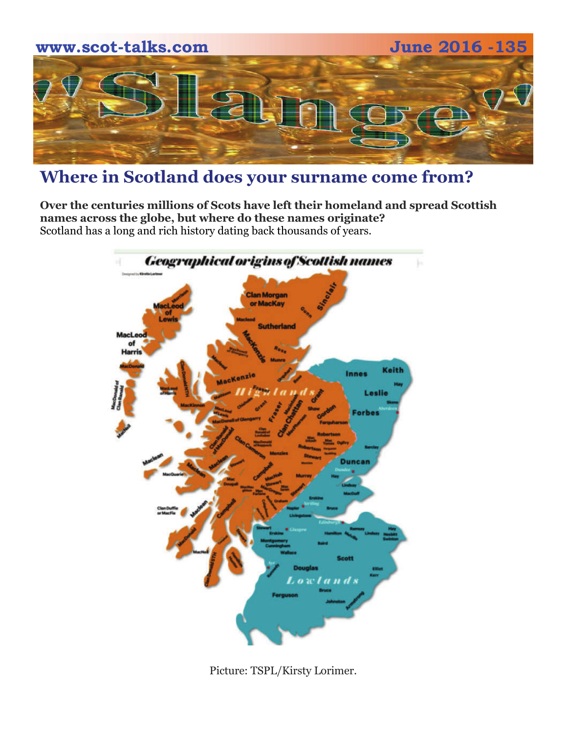## Where in Scotland does your surname come from?

**Over the centuries millions of Scots have left their homeland and spread Scottish names across the globe, but where do these names originate?**
Scotland has a long and rich history dating back thousands of years.

Picture: TSPL/Kirsty Lorimer.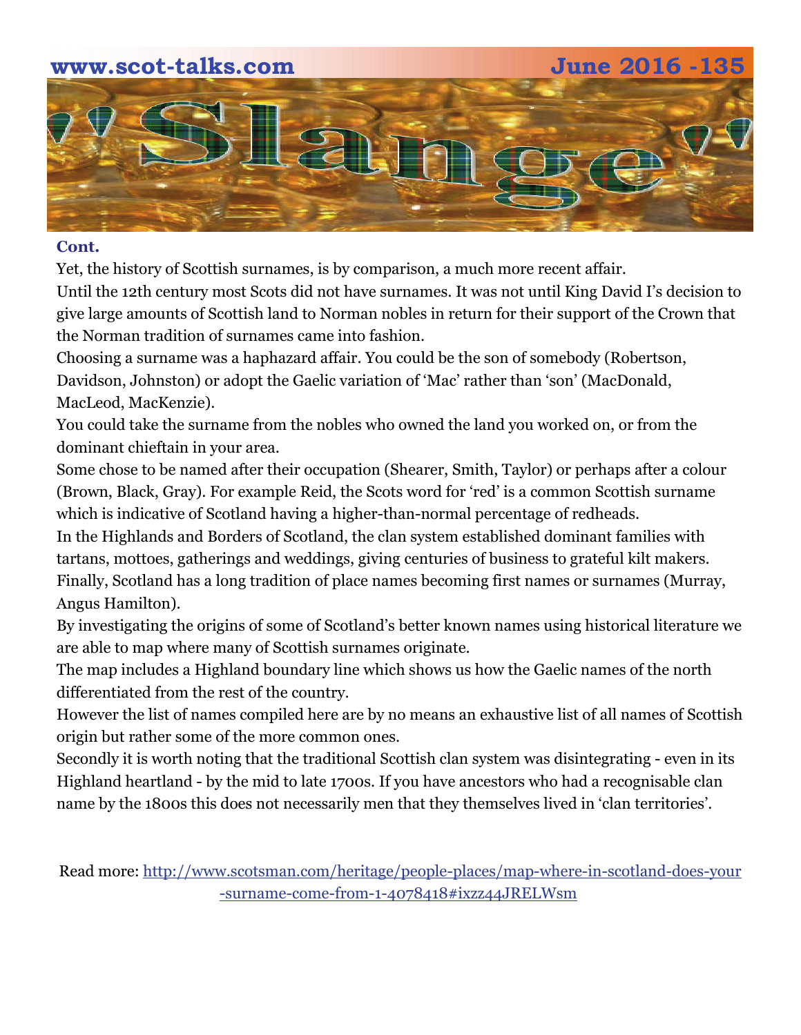**Cont.**

Yet, the history of Scottish surnames, is by comparison, a much more recent affair.

Until the 12th century most Scots did not have surnames. It was not until King David I's decision to give large amounts of Scottish land to Norman nobles in return for their support of the Crown that the Norman tradition of surnames came into fashion.

Choosing a surname was a haphazard affair. You could be the son of somebody (Robertson, Davidson, Johnston) or adopt the Gaelic variation of 'Mac' rather than 'son' (MacDonald, MacLeod, MacKenzie).

You could take the surname from the nobles who owned the land you worked on, or from the dominant chieftain in your area.

Some chose to be named after their occupation (Shearer, Smith, Taylor) or perhaps after a colour (Brown, Black, Gray). For example Reid, the Scots word for 'red' is a common Scottish surname which is indicative of Scotland having a higher-than-normal percentage of redheads.

In the Highlands and Borders of Scotland, the clan system established dominant families with tartans, mottoes, gatherings and weddings, giving centuries of business to grateful kilt makers.

Finally, Scotland has a long tradition of place names becoming first names or surnames (Murray, Angus Hamilton).

By investigating the origins of some of Scotland's better known names using historical literature we are able to map where many of Scottish surnames originate.

The map includes a Highland boundary line which shows us how the Gaelic names of the north differentiated from the rest of the country.

However the list of names compiled here are by no means an exhaustive list of all names of Scottish origin but rather some of the more common ones.

Secondly it is worth noting that the traditional Scottish clan system was disintegrating - even in its Highland heartland - by the mid to late 1700s. If you have ancestors who had a recognisable clan name by the 1800s this does not necessarily men that they themselves lived in 'clan territories'.

Read more: http://www.scotsman.com/heritage/people-places/map-where-in-scotland-does-your-surname-come-from-1-4078418#ixzz44JRELWsm